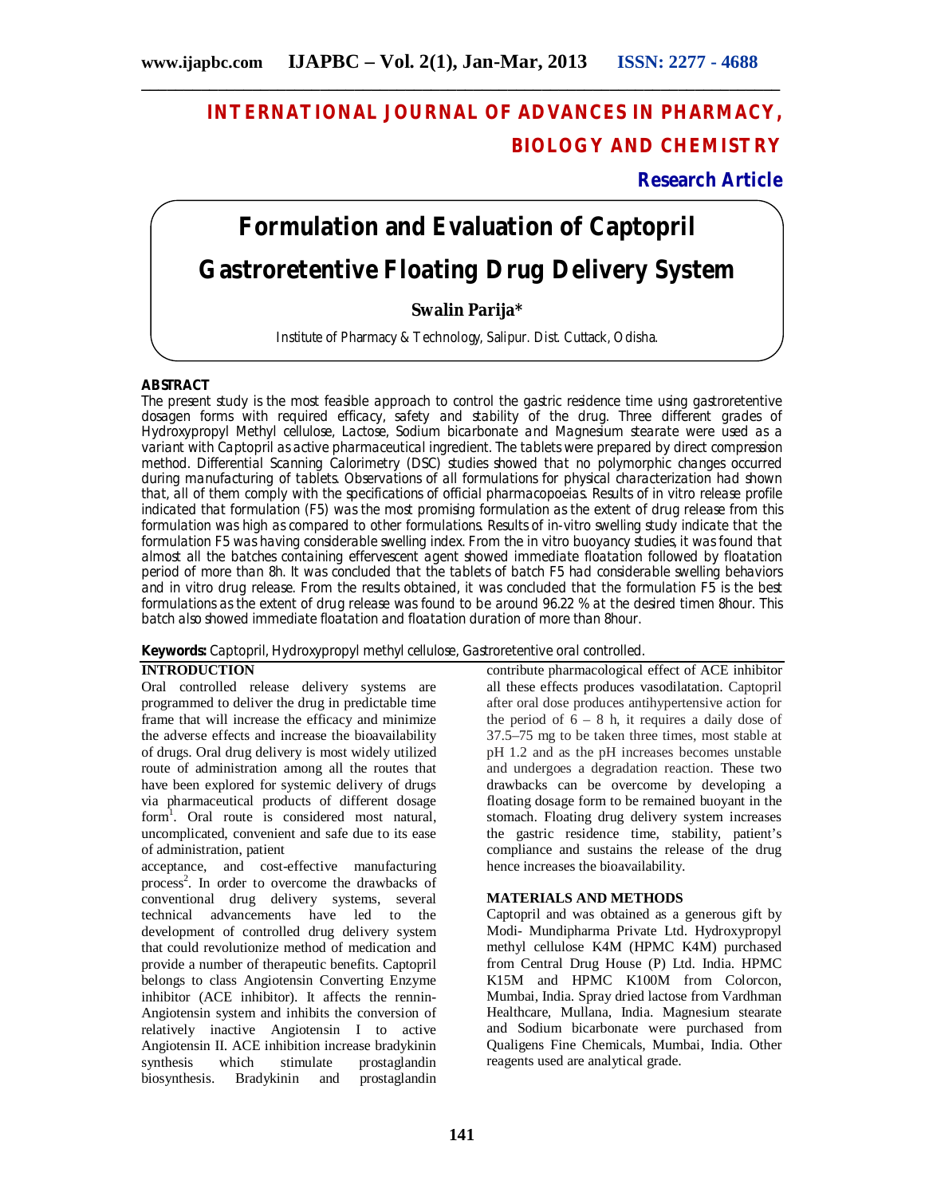# INTERNATIONAL JOURNAL OF ADVANCES IN PHARMACY, BIOLOGY AND CHEMISTRY

**Research Article**

# Formulation and Evaluation of Captopril Gastroretentive Floating Drug Delivery System

**Swalin Parija***

Institute of Pharmacy & Technology, Salipur. Dist. Cuttack, Odisha.

## ABSTRACT

The present study is the most feasible approach to control the gastric residence time using gastroretentive dosagen forms with required efficacy, safety and stability of the drug. Three different grades of Hydroxypropyl Methyl cellulose, Lactose, Sodium bicarbonate and Magnesium stearate were used as a variant with Captopril as active pharmaceutical ingredient. The tablets were prepared by direct compression method. Differential Scanning Calorimetry (DSC) studies showed that no polymorphic changes occurred during manufacturing of tablets. Observations of all formulations for physical characterization had shown that, all of them comply with the specifications of official pharmacopoeias. Results of in vitro release profile indicated that formulation (F5) was the most promising formulation as the extent of drug release from this formulation was high as compared to other formulations. Results of in-vitro swelling study indicate that the formulation F5 was having considerable swelling index. From the in vitro buoyancy studies, it was found that almost all the batches containing effervescent agent showed immediate floatation followed by floatation period of more than 8h. It was concluded that the tablets of batch F5 had considerable swelling behaviors and in vitro drug release. From the results obtained, it was concluded that the formulation F5 is the best formulations as the extent of drug release was found to be around 96.22 % at the desired timen 8hour. This batch also showed immediate floatation and floatation duration of more than 8hour.

**Keywords:** Captopril, Hydroxypropyl methyl cellulose, Gastroretentive oral controlled.

## INTRODUCTION

Oral controlled release delivery systems are programmed to deliver the drug in predictable time frame that will increase the efficacy and minimize the adverse effects and increase the bioavailability of drugs. Oral drug delivery is most widely utilized route of administration among all the routes that have been explored for systemic delivery of drugs via pharmaceutical products of different dosage form[1]. Oral route is considered most natural, uncomplicated, convenient and safe due to its ease of administration, patient acceptance, and cost-effective manufacturing process[2]. In order to overcome the drawbacks of conventional drug delivery systems, several technical advancements have led to the development of controlled drug delivery system that could revolutionize method of medication and provide a number of therapeutic benefits. Captopril belongs to class Angiotensin Converting Enzyme inhibitor (ACE inhibitor). It affects the rennin-Angiotensin system and inhibits the conversion of relatively inactive Angiotensin I to active Angiotensin II. ACE inhibition increase bradykinin synthesis which stimulate prostaglandin biosynthesis. Bradykinin and prostaglandin contribute pharmacological effect of ACE inhibitor all these effects produces vasodilatation. Captopril after oral dose produces antihypertensive action for the period of 6 – 8 h, it requires a daily dose of 37.5–75 mg to be taken three times, most stable at pH 1.2 and as the pH increases becomes unstable and undergoes a degradation reaction. These two drawbacks can be overcome by developing a floating dosage form to be remained buoyant in the stomach. Floating drug delivery system increases the gastric residence time, stability, patient's compliance and sustains the release of the drug hence increases the bioavailability.

## MATERIALS AND METHODS

Captopril and was obtained as a generous gift by Modi- Mundipharma Private Ltd. Hydroxypropyl methyl cellulose K4M (HPMC K4M) purchased from Central Drug House (P) Ltd. India. HPMC K15M and HPMC K100M from Colorcon, Mumbai, India. Spray dried lactose from Vardhman Healthcare, Mullana, India. Magnesium stearate and Sodium bicarbonate were purchased from Qualigens Fine Chemicals, Mumbai, India. Other reagents used are analytical grade.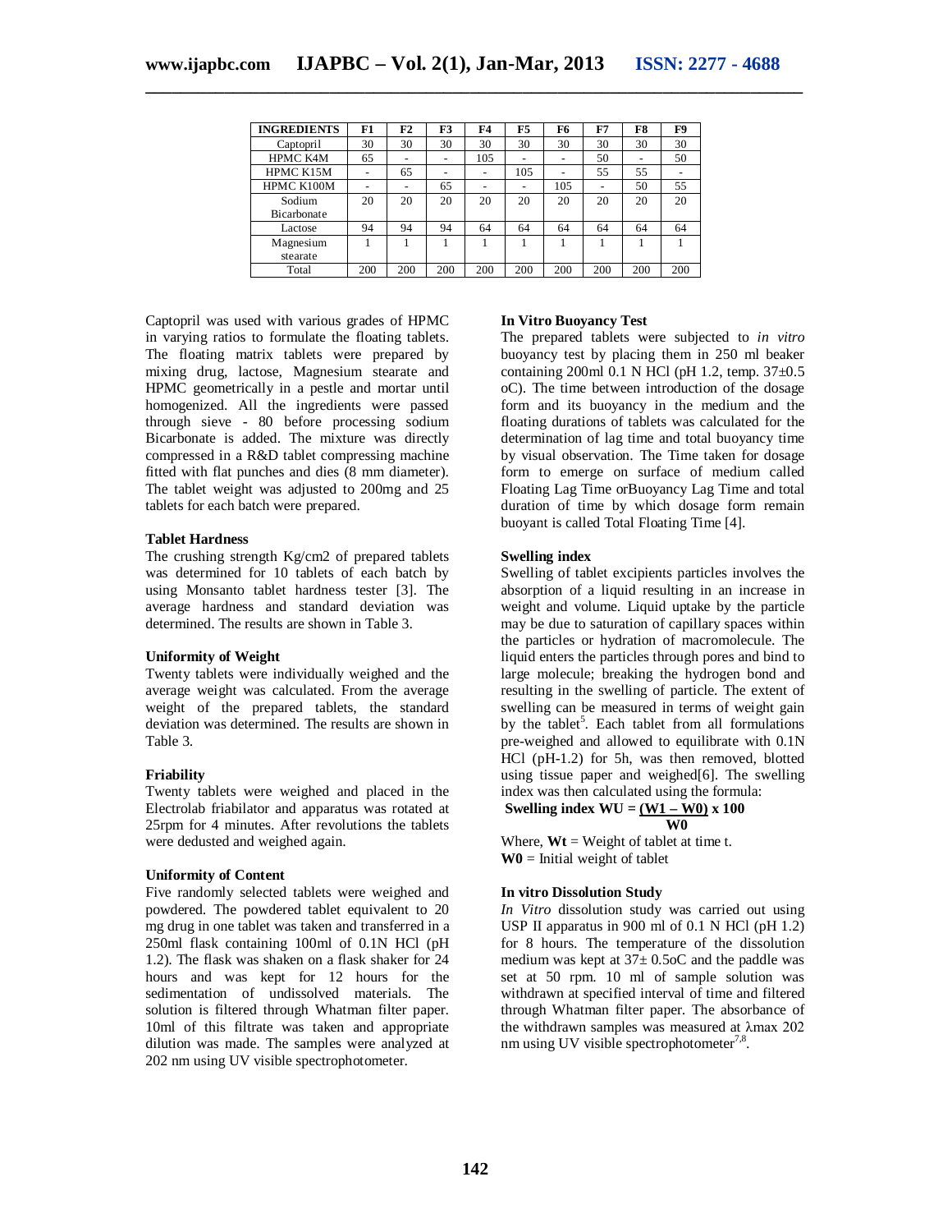| INGREDIENTS | F1 | F2 | F3 | F4 | F5 | F6 | F7 | F8 | F9 |
|---|---|---|---|---|---|---|---|---|---|
| Captopril | 30 | 30 | 30 | 30 | 30 | 30 | 30 | 30 | 30 |
| HPMC K4M | 65 | - | - | 105 | - | - | 50 | - | 50 |
| HPMC K15M | - | 65 | - | - | 105 | - | 55 | 55 | - |
| HPMC K100M | - | - | 65 | - | - | 105 | - | 50 | 55 |
| Sodium Bicarbonate | 20 | 20 | 20 | 20 | 20 | 20 | 20 | 20 | 20 |
| Lactose | 94 | 94 | 94 | 64 | 64 | 64 | 64 | 64 | 64 |
| Magnesium stearate | 1 | 1 | 1 | 1 | 1 | 1 | 1 | 1 | 1 |
| Total | 200 | 200 | 200 | 200 | 200 | 200 | 200 | 200 | 200 |

Captopril was used with various grades of HPMC in varying ratios to formulate the floating tablets. The floating matrix tablets were prepared by mixing drug, lactose, Magnesium stearate and HPMC geometrically in a pestle and mortar until homogenized. All the ingredients were passed through sieve - 80 before processing sodium Bicarbonate is added. The mixture was directly compressed in a R&D tablet compressing machine fitted with flat punches and dies (8 mm diameter). The tablet weight was adjusted to 200mg and 25 tablets for each batch were prepared.

#### Tablet Hardness

The crushing strength Kg/cm2 of prepared tablets was determined for 10 tablets of each batch by using Monsanto tablet hardness tester [3]. The average hardness and standard deviation was determined. The results are shown in Table 3.

#### Uniformity of Weight

Twenty tablets were individually weighed and the average weight was calculated. From the average weight of the prepared tablets, the standard deviation was determined. The results are shown in Table 3.

#### Friability

Twenty tablets were weighed and placed in the Electrolab friabilator and apparatus was rotated at 25rpm for 4 minutes. After revolutions the tablets were dedusted and weighed again.

#### Uniformity of Content

Five randomly selected tablets were weighed and powdered. The powdered tablet equivalent to 20 mg drug in one tablet was taken and transferred in a 250ml flask containing 100ml of 0.1N HCl (pH 1.2). The flask was shaken on a flask shaker for 24 hours and was kept for 12 hours for the sedimentation of undissolved materials. The solution is filtered through Whatman filter paper. 10ml of this filtrate was taken and appropriate dilution was made. The samples were analyzed at 202 nm using UV visible spectrophotometer.

#### In Vitro Buoyancy Test

The prepared tablets were subjected to *in vitro* buoyancy test by placing them in 250 ml beaker containing 200ml 0.1 N HCl (pH 1.2, temp. 37±0.5 oC). The time between introduction of the dosage form and its buoyancy in the medium and the floating durations of tablets was calculated for the determination of lag time and total buoyancy time by visual observation. The Time taken for dosage form to emerge on surface of medium called Floating Lag Time orBuoyancy Lag Time and total duration of time by which dosage form remain buoyant is called Total Floating Time [4].

#### Swelling index

Swelling of tablet excipients particles involves the absorption of a liquid resulting in an increase in weight and volume. Liquid uptake by the particle may be due to saturation of capillary spaces within the particles or hydration of macromolecule. The liquid enters the particles through pores and bind to large molecule; breaking the hydrogen bond and resulting in the swelling of particle. The extent of swelling can be measured in terms of weight gain by the tablet[5]. Each tablet from all formulations pre-weighed and allowed to equilibrate with 0.1N HCl (pH-1.2) for 5h, was then removed, blotted using tissue paper and weighed[6]. The swelling index was then calculated using the formula:

$$\textbf{Swelling index WU} = \frac{(W1 - W0)}{W0} \times 100$$

Where, **Wt** = Weight of tablet at time t.
**W0** = Initial weight of tablet

#### In vitro Dissolution Study

*In Vitro* dissolution study was carried out using USP II apparatus in 900 ml of 0.1 N HCl (pH 1.2) for 8 hours. The temperature of the dissolution medium was kept at 37± 0.5oC and the paddle was set at 50 rpm. 10 ml of sample solution was withdrawn at specified interval of time and filtered through Whatman filter paper. The absorbance of the withdrawn samples was measured at λmax 202 nm using UV visible spectrophotometer[7,8].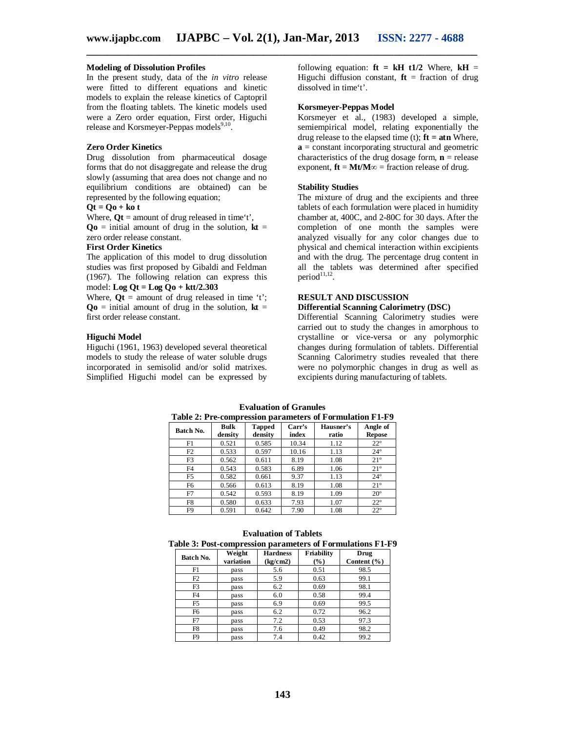### Modeling of Dissolution Profiles

In the present study, data of the *in vitro* release were fitted to different equations and kinetic models to explain the release kinetics of Captopril from the floating tablets. The kinetic models used were a Zero order equation, First order, Higuchi release and Korsmeyer-Peppas models[9,10].

### Zero Order Kinetics

Drug dissolution from pharmaceutical dosage forms that do not disaggregate and release the drug slowly (assuming that area does not change and no equilibrium conditions are obtained) can be represented by the following equation;

$$Qt = Qo + ko\ t$$

Where, **Qt** = amount of drug released in time't',
**Qo** = initial amount of drug in the solution, **kt** = zero order release constant.

### First Order Kinetics

The application of this model to drug dissolution studies was first proposed by Gibaldi and Feldman (1967). The following relation can express this model: $\text{Log } Qt = \text{Log } Qo + ktt/2.303$

Where, **Qt** = amount of drug released in time 't'; **Qo** = initial amount of drug in the solution, **kt** = first order release constant.

### Higuchi Model

Higuchi (1961, 1963) developed several theoretical models to study the release of water soluble drugs incorporated in semisolid and/or solid matrixes. Simplified Higuchi model can be expressed by following equation: $ft = kH\ t^{1/2}$ Where, **kH** = Higuchi diffusion constant, **ft** = fraction of drug dissolved in time't'.

### Korsmeyer-Peppas Model

Korsmeyer et al., (1983) developed a simple, semiempirical model, relating exponentially the drug release to the elapsed time (t); $ft = at^n$ Where, **a** = constant incorporating structural and geometric characteristics of the drug dosage form, **n** = release exponent, $ft = Mt/M\infty$ = fraction release of drug.

### Stability Studies

The mixture of drug and the excipients and three tablets of each formulation were placed in humidity chamber at, 400C, and 2-80C for 30 days. After the completion of one month the samples were analyzed visually for any color changes due to physical and chemical interaction within excipients and with the drug. The percentage drug content in all the tablets was determined after specified period[11,12].

## RESULT AND DISCUSSION

### Differential Scanning Calorimetry (DSC)

Differential Scanning Calorimetry studies were carried out to study the changes in amorphous to crystalline or vice-versa or any polymorphic changes during formulation of tablets. Differential Scanning Calorimetry studies revealed that there were no polymorphic changes in drug as well as excipients during manufacturing of tablets.

### Evaluation of Granules

**Table 2: Pre-compression parameters of Formulation F1-F9**

| Batch No. | Bulk density | Tapped density | Carr's index | Hausner's ratio | Angle of Repose |
|---|---|---|---|---|---|
| F1 | 0.521 | 0.585 | 10.34 | 1.12 | 22° |
| F2 | 0.533 | 0.597 | 10.16 | 1.13 | 24° |
| F3 | 0.562 | 0.611 | 8.19 | 1.08 | 21° |
| F4 | 0.543 | 0.583 | 6.89 | 1.06 | 21° |
| F5 | 0.582 | 0.661 | 9.37 | 1.13 | 24° |
| F6 | 0.566 | 0.613 | 8.19 | 1.08 | 21° |
| F7 | 0.542 | 0.593 | 8.19 | 1.09 | 20° |
| F8 | 0.580 | 0.633 | 7.93 | 1.07 | 22° |
| F9 | 0.591 | 0.642 | 7.90 | 1.08 | 22° |

### Evaluation of Tablets

**Table 3: Post-compression parameters of Formulations F1-F9**

| Batch No. | Weight variation | Hardness (kg/cm2) | Friability (%) | Drug Content (%) |
|---|---|---|---|---|
| F1 | pass | 5.6 | 0.51 | 98.5 |
| F2 | pass | 5.9 | 0.63 | 99.1 |
| F3 | pass | 6.2 | 0.69 | 98.1 |
| F4 | pass | 6.0 | 0.58 | 99.4 |
| F5 | pass | 6.9 | 0.69 | 99.5 |
| F6 | pass | 6.2 | 0.72 | 96.2 |
| F7 | pass | 7.2 | 0.53 | 97.3 |
| F8 | pass | 7.6 | 0.49 | 98.2 |
| F9 | pass | 7.4 | 0.42 | 99.2 |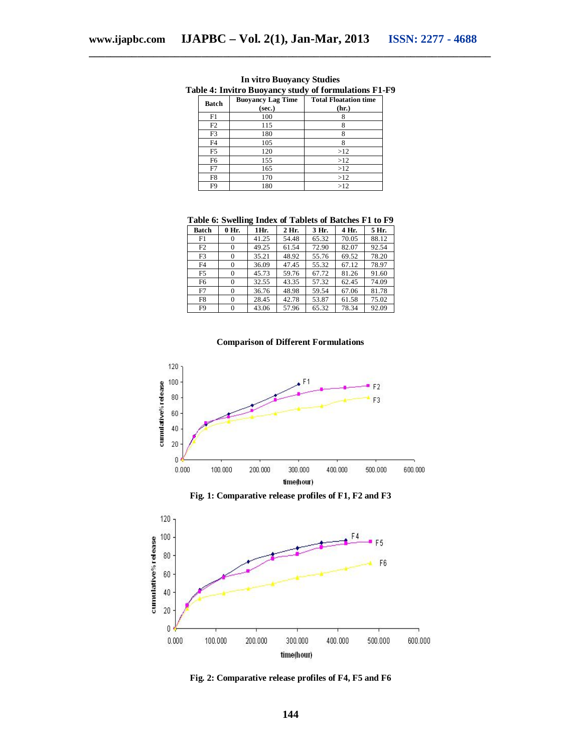### In vitro Buoyancy Studies

**Table 4: Invitro Buoyancy study of formulations F1-F9**

| Batch | Buoyancy Lag Time (sec.) | Total Floatation time (hr.) |
|---|---|---|
| F1 | 100 | 8 |
| F2 | 115 | 8 |
| F3 | 180 | 8 |
| F4 | 105 | 8 |
| F5 | 120 | >12 |
| F6 | 155 | >12 |
| F7 | 165 | >12 |
| F8 | 170 | >12 |
| F9 | 180 | >12 |

**Table 6: Swelling Index of Tablets of Batches F1 to F9**

| Batch | 0 Hr. | 1Hr. | 2 Hr. | 3 Hr. | 4 Hr. | 5 Hr. |
|---|---|---|---|---|---|---|
| F1 | 0 | 41.25 | 54.48 | 65.32 | 70.05 | 88.12 |
| F2 | 0 | 49.25 | 61.54 | 72.90 | 82.07 | 92.54 |
| F3 | 0 | 35.21 | 48.92 | 55.76 | 69.52 | 78.20 |
| F4 | 0 | 36.09 | 47.45 | 55.32 | 67.12 | 78.97 |
| F5 | 0 | 45.73 | 59.76 | 67.72 | 81.26 | 91.60 |
| F6 | 0 | 32.55 | 43.35 | 57.32 | 62.45 | 74.09 |
| F7 | 0 | 36.76 | 48.98 | 59.54 | 67.06 | 81.78 |
| F8 | 0 | 28.45 | 42.78 | 53.87 | 61.58 | 75.02 |
| F9 | 0 | 43.06 | 57.96 | 65.32 | 78.34 | 92.09 |

**Comparison of Different Formulations**

**Fig. 1: Comparative release profiles of F1, F2 and F3**

**Fig. 2: Comparative release profiles of F4, F5 and F6**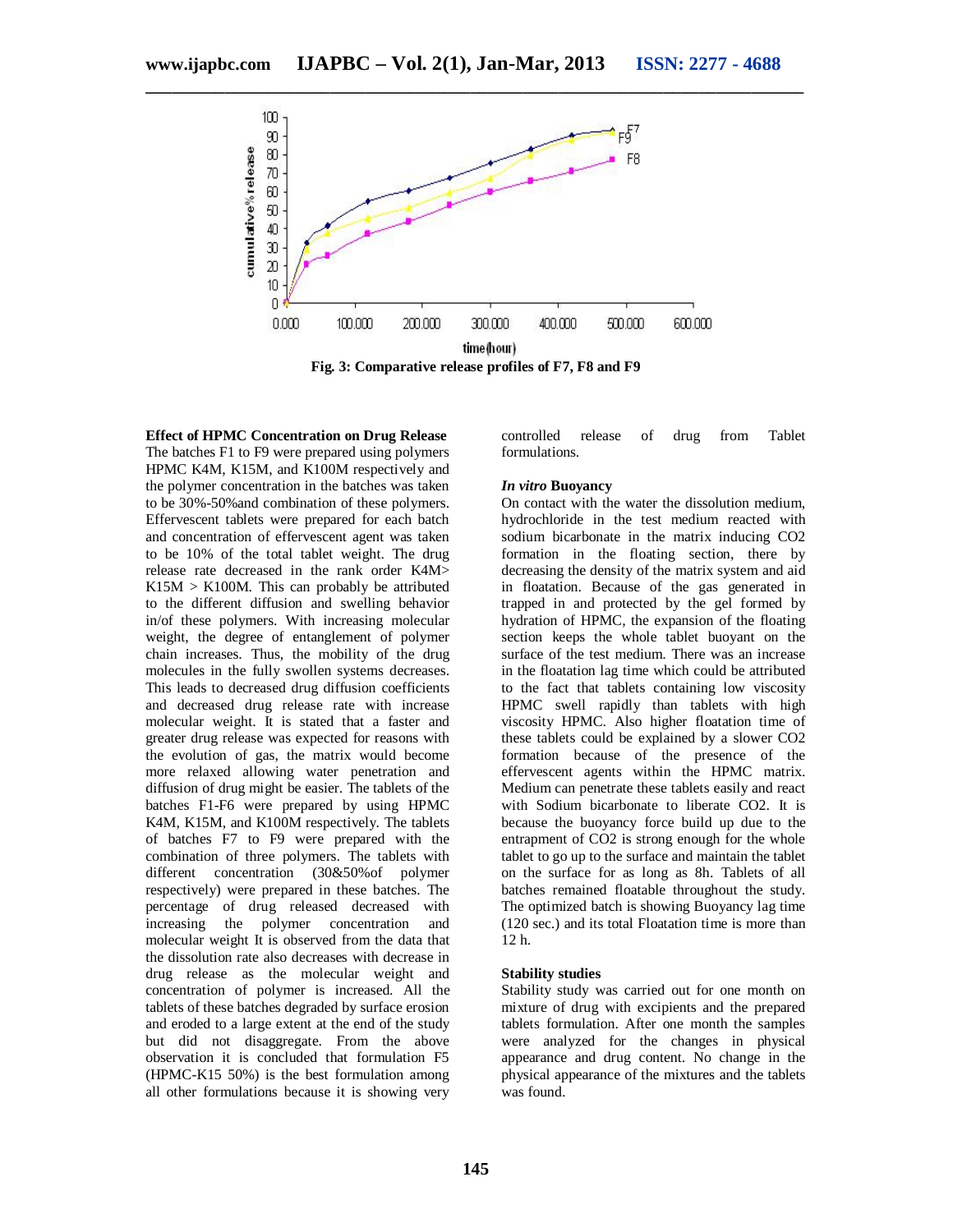Fig. 3: Comparative release profiles of F7, F8 and F9

**Effect of HPMC Concentration on Drug Release**

The batches F1 to F9 were prepared using polymers HPMC K4M, K15M, and K100M respectively and the polymer concentration in the batches was taken to be 30%-50%and combination of these polymers. Effervescent tablets were prepared for each batch and concentration of effervescent agent was taken to be 10% of the total tablet weight. The drug release rate decreased in the rank order K4M> K15M > K100M. This can probably be attributed to the different diffusion and swelling behavior in/of these polymers. With increasing molecular weight, the degree of entanglement of polymer chain increases. Thus, the mobility of the drug molecules in the fully swollen systems decreases. This leads to decreased drug diffusion coefficients and decreased drug release rate with increase molecular weight. It is stated that a faster and greater drug release was expected for reasons with the evolution of gas, the matrix would become more relaxed allowing water penetration and diffusion of drug might be easier. The tablets of the batches F1-F6 were prepared by using HPMC K4M, K15M, and K100M respectively. The tablets of batches F7 to F9 were prepared with the combination of three polymers. The tablets with different concentration (30&50%of polymer respectively) were prepared in these batches. The percentage of drug released decreased with increasing the polymer concentration and molecular weight It is observed from the data that the dissolution rate also decreases with decrease in drug release as the molecular weight and concentration of polymer is increased. All the tablets of these batches degraded by surface erosion and eroded to a large extent at the end of the study but did not disaggregate. From the above observation it is concluded that formulation F5 (HPMC-K15 50%) is the best formulation among all other formulations because it is showing very controlled release of drug from Tablet formulations.

***In vitro* Buoyancy**

On contact with the water the dissolution medium, hydrochloride in the test medium reacted with sodium bicarbonate in the matrix inducing $CO_2$ formation in the floating section, there by decreasing the density of the matrix system and aid in floatation. Because of the gas generated in trapped in and protected by the gel formed by hydration of HPMC, the expansion of the floating section keeps the whole tablet buoyant on the surface of the test medium. There was an increase in the floatation lag time which could be attributed to the fact that tablets containing low viscosity HPMC swell rapidly than tablets with high viscosity HPMC. Also higher floatation time of these tablets could be explained by a slower $CO_2$ formation because of the presence of the effervescent agents within the HPMC matrix. Medium can penetrate these tablets easily and react with Sodium bicarbonate to liberate $CO_2$. It is because the buoyancy force build up due to the entrapment of $CO_2$ is strong enough for the whole tablet to go up to the surface and maintain the tablet on the surface for as long as 8h. Tablets of all batches remained floatable throughout the study. The optimized batch is showing Buoyancy lag time (120 sec.) and its total Floatation time is more than 12 h.

**Stability studies**

Stability study was carried out for one month on mixture of drug with excipients and the prepared tablets formulation. After one month the samples were analyzed for the changes in physical appearance and drug content. No change in the physical appearance of the mixtures and the tablets was found.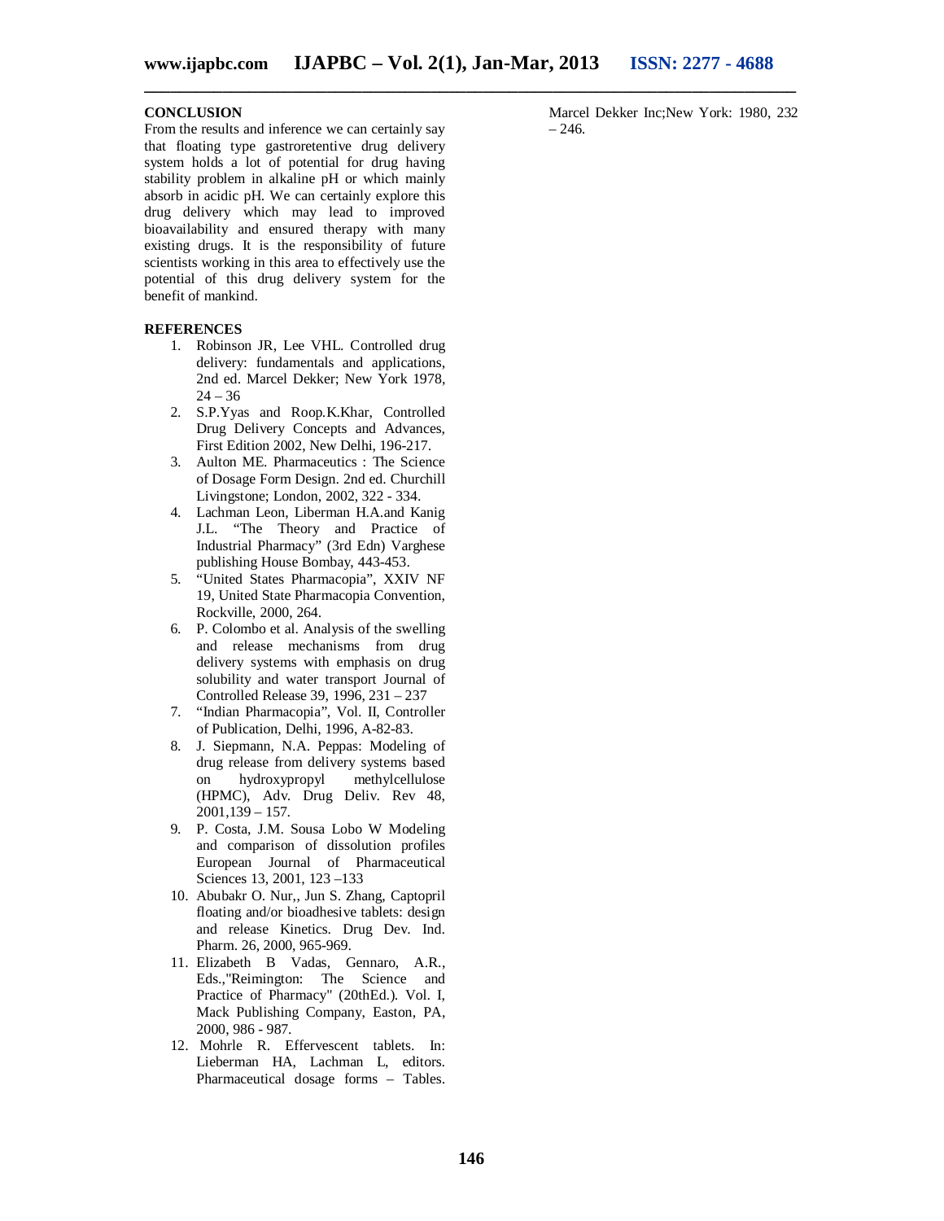## CONCLUSION

From the results and inference we can certainly say that floating type gastroretentive drug delivery system holds a lot of potential for drug having stability problem in alkaline pH or which mainly absorb in acidic pH. We can certainly explore this drug delivery which may lead to improved bioavailability and ensured therapy with many existing drugs. It is the responsibility of future scientists working in this area to effectively use the potential of this drug delivery system for the benefit of mankind.

## REFERENCES

1. Robinson JR, Lee VHL. Controlled drug delivery: fundamentals and applications, 2nd ed. Marcel Dekker; New York 1978, 24 – 36
2. S.P.Yyas and Roop.K.Khar, Controlled Drug Delivery Concepts and Advances, First Edition 2002, New Delhi, 196-217.
3. Aulton ME. Pharmaceutics : The Science of Dosage Form Design. 2nd ed. Churchill Livingstone; London, 2002, 322 - 334.
4. Lachman Leon, Liberman H.A.and Kanig J.L. "The Theory and Practice of Industrial Pharmacy" (3rd Edn) Varghese publishing House Bombay, 443-453.
5. "United States Pharmacopia", XXIV NF 19, United State Pharmacopia Convention, Rockville, 2000, 264.
6. P. Colombo et al. Analysis of the swelling and release mechanisms from drug delivery systems with emphasis on drug solubility and water transport Journal of Controlled Release 39, 1996, 231 – 237
7. "Indian Pharmacopia", Vol. II, Controller of Publication, Delhi, 1996, A-82-83.
8. J. Siepmann, N.A. Peppas: Modeling of drug release from delivery systems based on hydroxypropyl methylcellulose (HPMC), Adv. Drug Deliv. Rev 48, 2001,139 – 157.
9. P. Costa, J.M. Sousa Lobo W Modeling and comparison of dissolution profiles European Journal of Pharmaceutical Sciences 13, 2001, 123 –133
10. Abubakr O. Nur,, Jun S. Zhang, Captopril floating and/or bioadhesive tablets: design and release Kinetics. Drug Dev. Ind. Pharm. 26, 2000, 965-969.
11. Elizabeth B Vadas, Gennaro, A.R., Eds.,"Reimington: The Science and Practice of Pharmacy" (20thEd.). Vol. I, Mack Publishing Company, Easton, PA, 2000, 986 - 987.
12. Mohrle R. Effervescent tablets. In: Lieberman HA, Lachman L, editors. Pharmaceutical dosage forms – Tables. Marcel Dekker Inc;New York: 1980, 232 – 246.